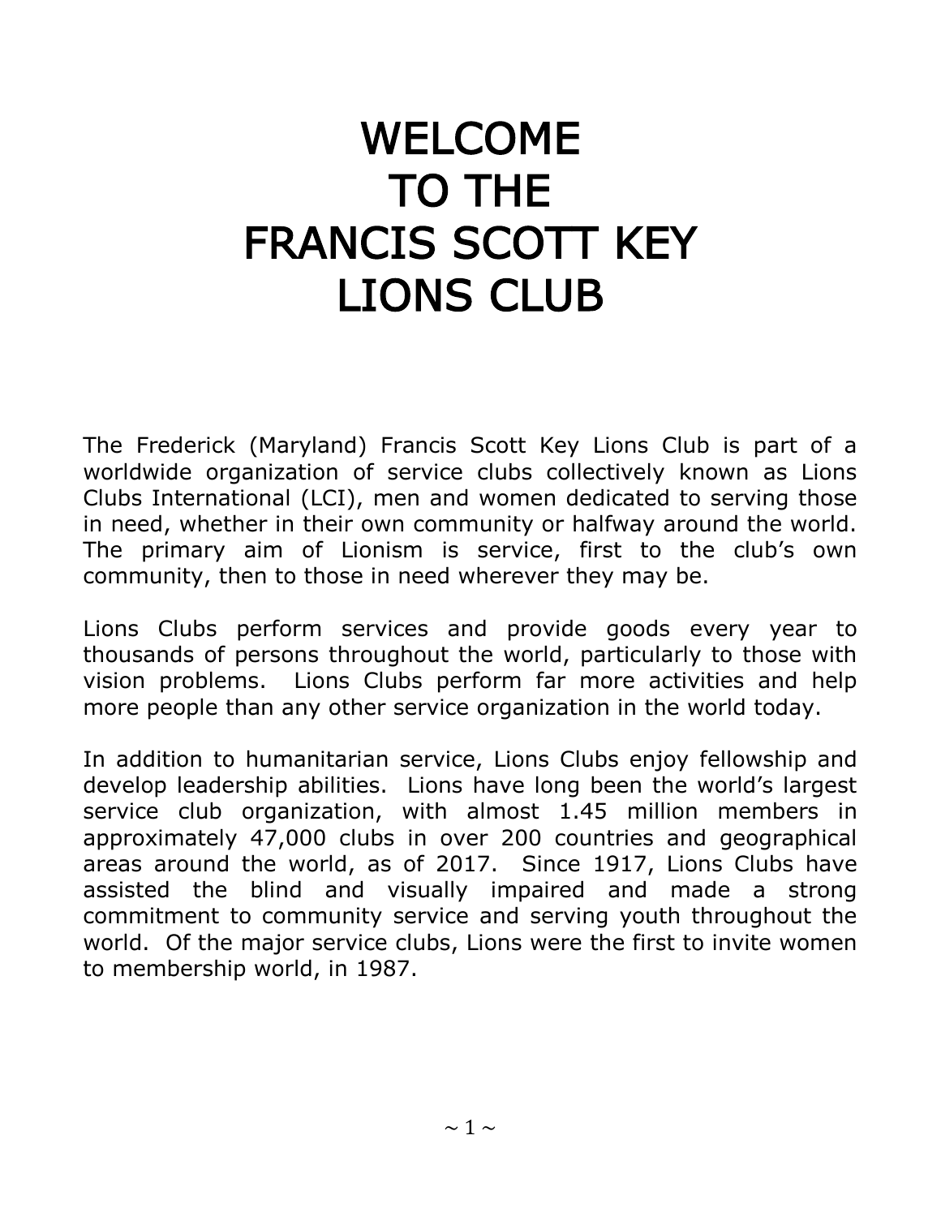# WELCOME TO THE FRANCIS SCOTT KEY LIONS CLUB

The Frederick (Maryland) Francis Scott Key Lions Club is part of a worldwide organization of service clubs collectively known as Lions Clubs International (LCI), men and women dedicated to serving those in need, whether in their own community or halfway around the world. The primary aim of Lionism is service, first to the club's own community, then to those in need wherever they may be.

Lions Clubs perform services and provide goods every year to thousands of persons throughout the world, particularly to those with vision problems. Lions Clubs perform far more activities and help more people than any other service organization in the world today.

In addition to humanitarian service, Lions Clubs enjoy fellowship and develop leadership abilities. Lions have long been the world's largest service club organization, with almost 1.45 million members in approximately 47,000 clubs in over 200 countries and geographical areas around the world, as of 2017. Since 1917, Lions Clubs have assisted the blind and visually impaired and made a strong commitment to community service and serving youth throughout the world. Of the major service clubs, Lions were the first to invite women to membership world, in 1987.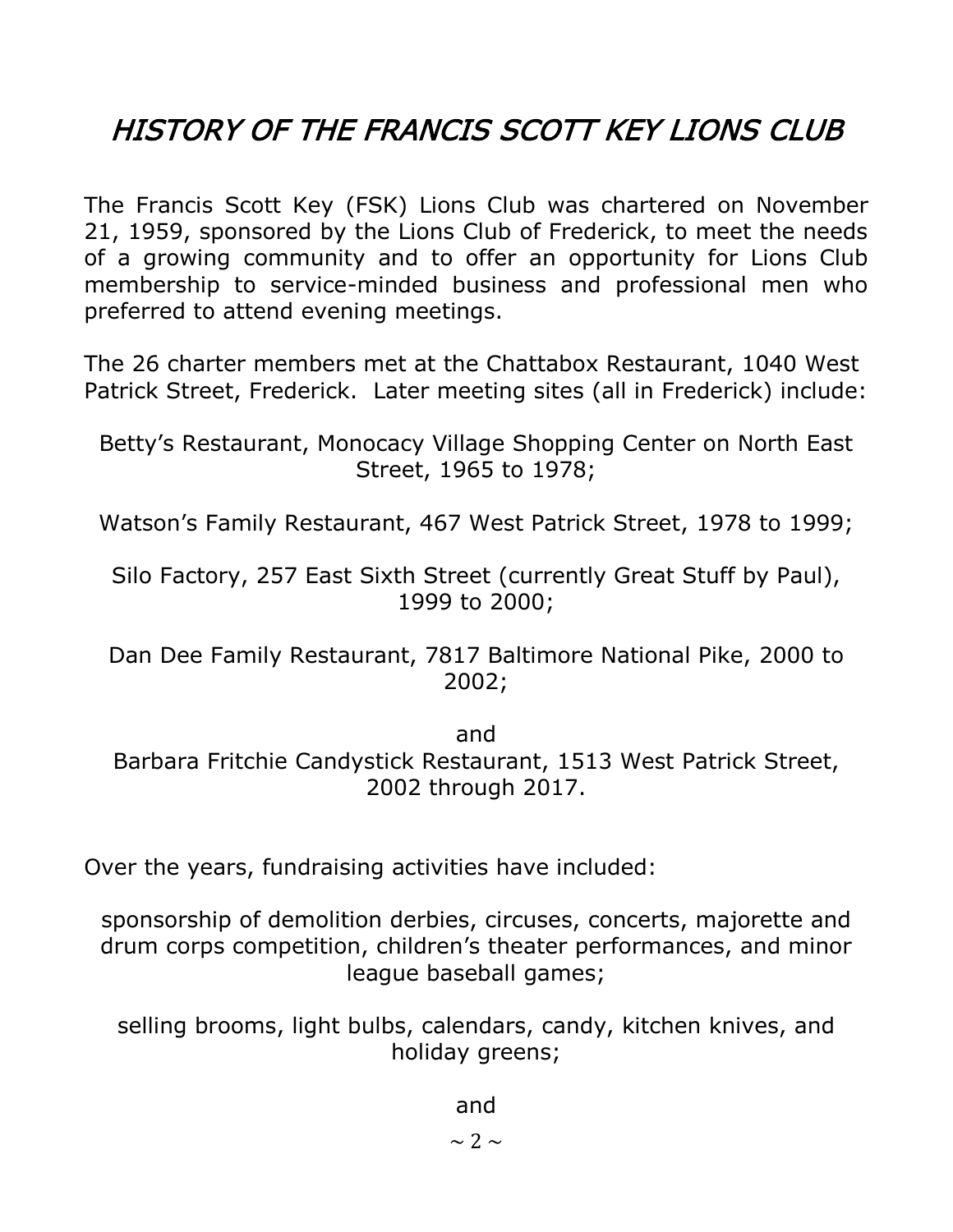# *HISTORY OF THE FRANCIS SCOTT KEY LIONS CLUB*

The Francis Scott Key (FSK) Lions Club was chartered on November 21, 1959, sponsored by the Lions Club of Frederick, to meet the needs of a growing community and to offer an opportunity for Lions Club membership to service-minded business and professional men who preferred to attend evening meetings.

The 26 charter members met at the Chattabox Restaurant, 1040 West Patrick Street, Frederick. Later meeting sites (all in Frederick) include:

Betty's Restaurant, Monocacy Village Shopping Center on North East Street, 1965 to 1978;

Watson's Family Restaurant, 467 West Patrick Street, 1978 to 1999;

Silo Factory, 257 East Sixth Street (currently Great Stuff by Paul), 1999 to 2000;

Dan Dee Family Restaurant, 7817 Baltimore National Pike, 2000 to 2002;

and

Barbara Fritchie Candystick Restaurant, 1513 West Patrick Street, 2002 through 2017.

Over the years, fundraising activities have included:

sponsorship of demolition derbies, circuses, concerts, majorette and drum corps competition, children's theater performances, and minor league baseball games;

selling brooms, light bulbs, calendars, candy, kitchen knives, and holiday greens;

and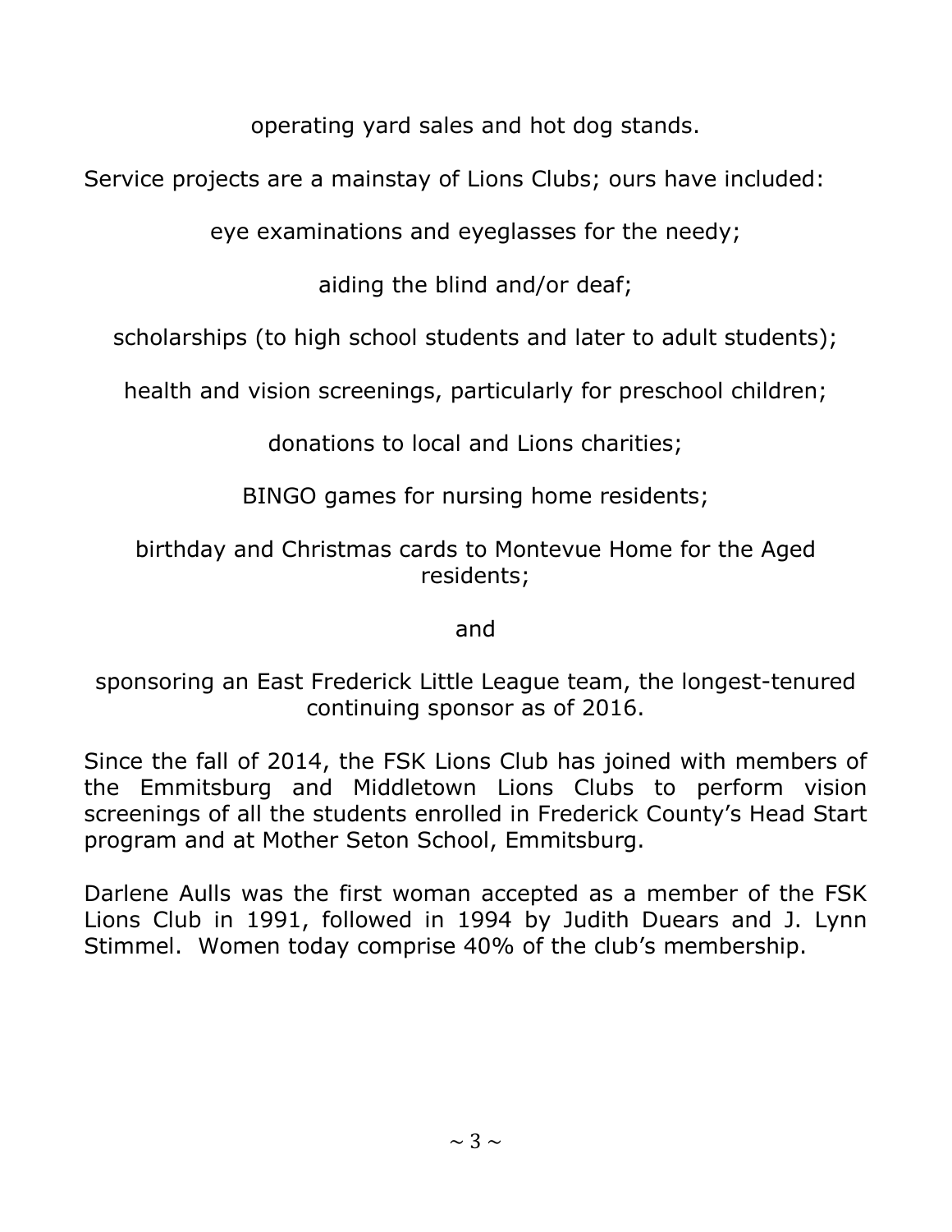operating yard sales and hot dog stands.

Service projects are a mainstay of Lions Clubs; ours have included:

eye examinations and eyeglasses for the needy;

aiding the blind and/or deaf;

scholarships (to high school students and later to adult students);

health and vision screenings, particularly for preschool children;

donations to local and Lions charities;

BINGO games for nursing home residents;

birthday and Christmas cards to Montevue Home for the Aged residents;

and

sponsoring an East Frederick Little League team, the longest-tenured continuing sponsor as of 2016.

Since the fall of 2014, the FSK Lions Club has joined with members of the Emmitsburg and Middletown Lions Clubs to perform vision screenings of all the students enrolled in Frederick County's Head Start program and at Mother Seton School, Emmitsburg.

Darlene Aulls was the first woman accepted as a member of the FSK Lions Club in 1991, followed in 1994 by Judith Duears and J. Lynn Stimmel. Women today comprise 40% of the club's membership.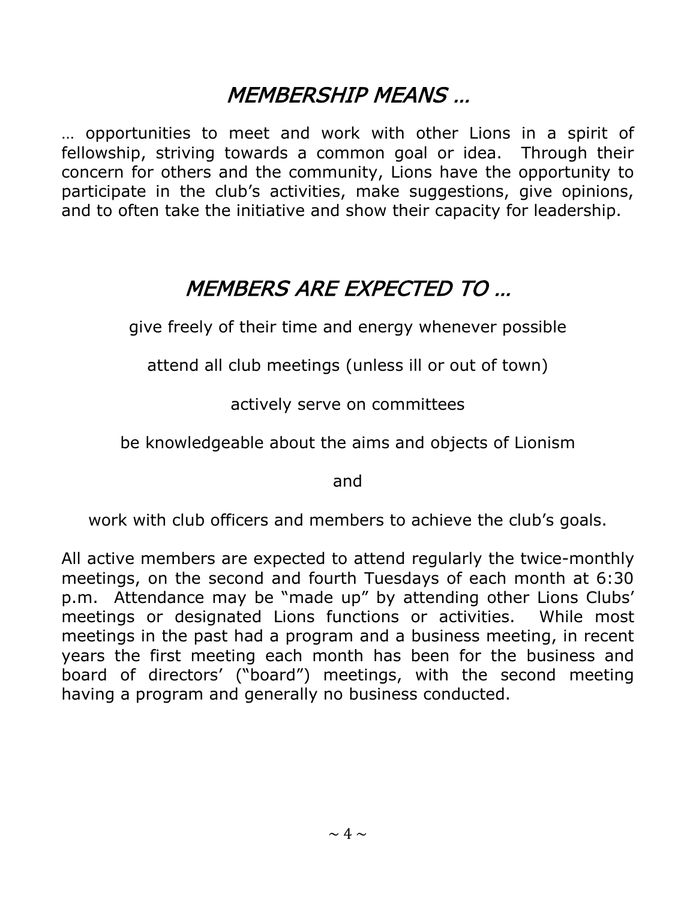## *MEMBERSHIP MEANS …*

… opportunities to meet and work with other Lions in a spirit of fellowship, striving towards a common goal or idea. Through their concern for others and the community, Lions have the opportunity to participate in the club's activities, make suggestions, give opinions, and to often take the initiative and show their capacity for leadership.

## *MEMBERS ARE EXPECTED TO …*

give freely of their time and energy whenever possible

attend all club meetings (unless ill or out of town)

actively serve on committees

be knowledgeable about the aims and objects of Lionism

and

work with club officers and members to achieve the club's goals.

All active members are expected to attend regularly the twice-monthly meetings, on the second and fourth Tuesdays of each month at 6:30 p.m. Attendance may be "made up" by attending other Lions Clubs' meetings or designated Lions functions or activities. While most meetings in the past had a program and a business meeting, in recent years the first meeting each month has been for the business and board of directors' ("board") meetings, with the second meeting having a program and generally no business conducted.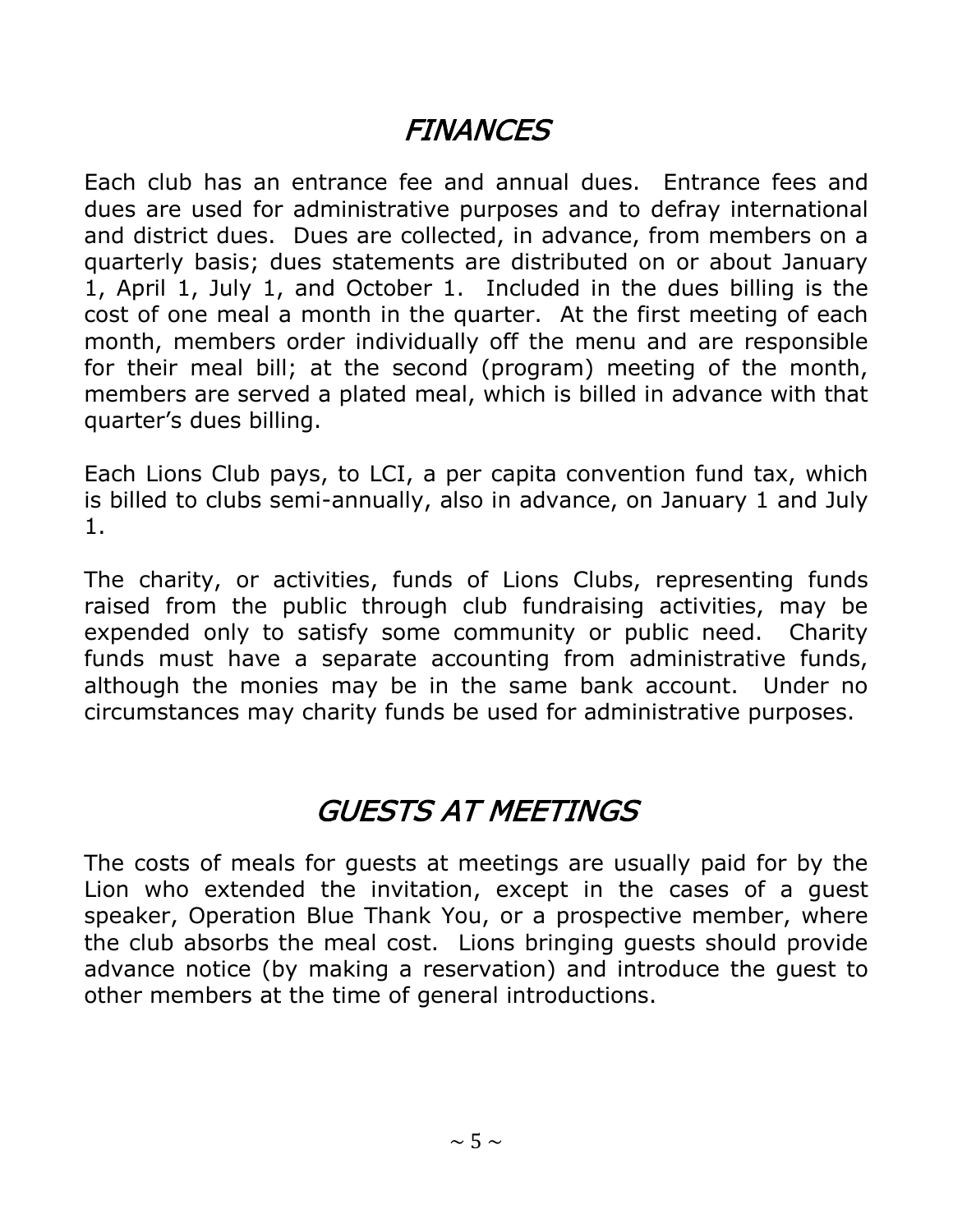# *FINANCES*

Each club has an entrance fee and annual dues. Entrance fees and dues are used for administrative purposes and to defray international and district dues. Dues are collected, in advance, from members on a quarterly basis; dues statements are distributed on or about January 1, April 1, July 1, and October 1. Included in the dues billing is the cost of one meal a month in the quarter. At the first meeting of each month, members order individually off the menu and are responsible for their meal bill; at the second (program) meeting of the month, members are served a plated meal, which is billed in advance with that quarter's dues billing.

Each Lions Club pays, to LCI, a per capita convention fund tax, which is billed to clubs semi-annually, also in advance, on January 1 and July 1.

The charity, or activities, funds of Lions Clubs, representing funds raised from the public through club fundraising activities, may be expended only to satisfy some community or public need. Charity funds must have a separate accounting from administrative funds, although the monies may be in the same bank account. Under no circumstances may charity funds be used for administrative purposes.

# *GUESTS AT MEETINGS*

The costs of meals for guests at meetings are usually paid for by the Lion who extended the invitation, except in the cases of a guest speaker, Operation Blue Thank You, or a prospective member, where the club absorbs the meal cost. Lions bringing guests should provide advance notice (by making a reservation) and introduce the guest to other members at the time of general introductions.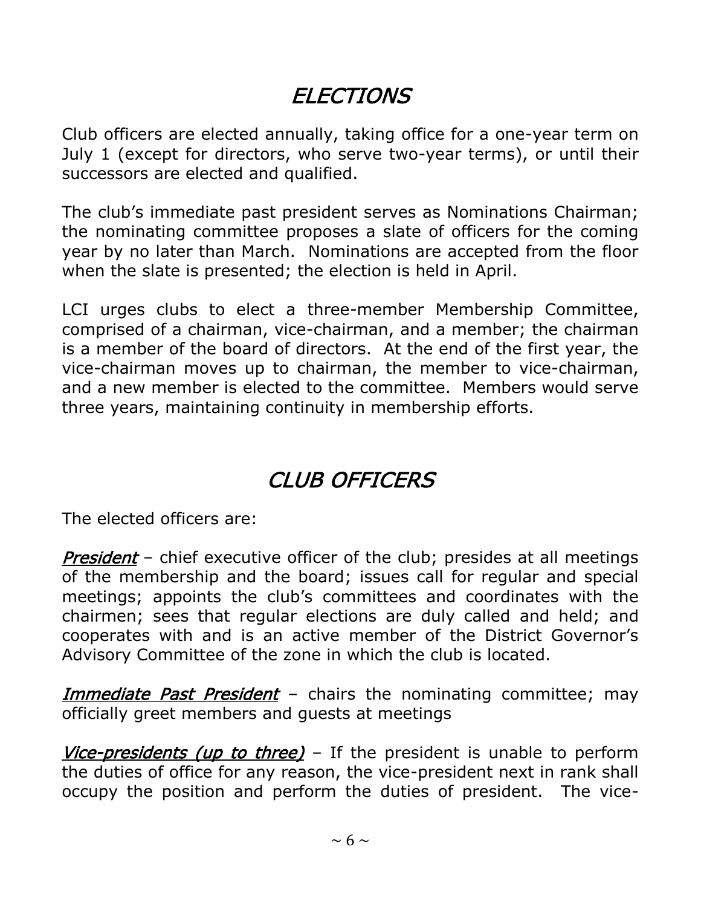# *ELECTIONS*

Club officers are elected annually, taking office for a one-year term on July 1 (except for directors, who serve two-year terms), or until their successors are elected and qualified.

The club's immediate past president serves as Nominations Chairman; the nominating committee proposes a slate of officers for the coming year by no later than March. Nominations are accepted from the floor when the slate is presented; the election is held in April.

LCI urges clubs to elect a three-member Membership Committee, comprised of a chairman, vice-chairman, and a member; the chairman is a member of the board of directors. At the end of the first year, the vice-chairman moves up to chairman, the member to vice-chairman, and a new member is elected to the committee. Members would serve three years, maintaining continuity in membership efforts.

# *CLUB OFFICERS*

The elected officers are:

***President*** – chief executive officer of the club; presides at all meetings of the membership and the board; issues call for regular and special meetings; appoints the club's committees and coordinates with the chairmen; sees that regular elections are duly called and held; and cooperates with and is an active member of the District Governor's Advisory Committee of the zone in which the club is located.

***Immediate Past President*** – chairs the nominating committee; may officially greet members and guests at meetings

***Vice-presidents (up to three)*** – If the president is unable to perform the duties of office for any reason, the vice-president next in rank shall occupy the position and perform the duties of president. The vice-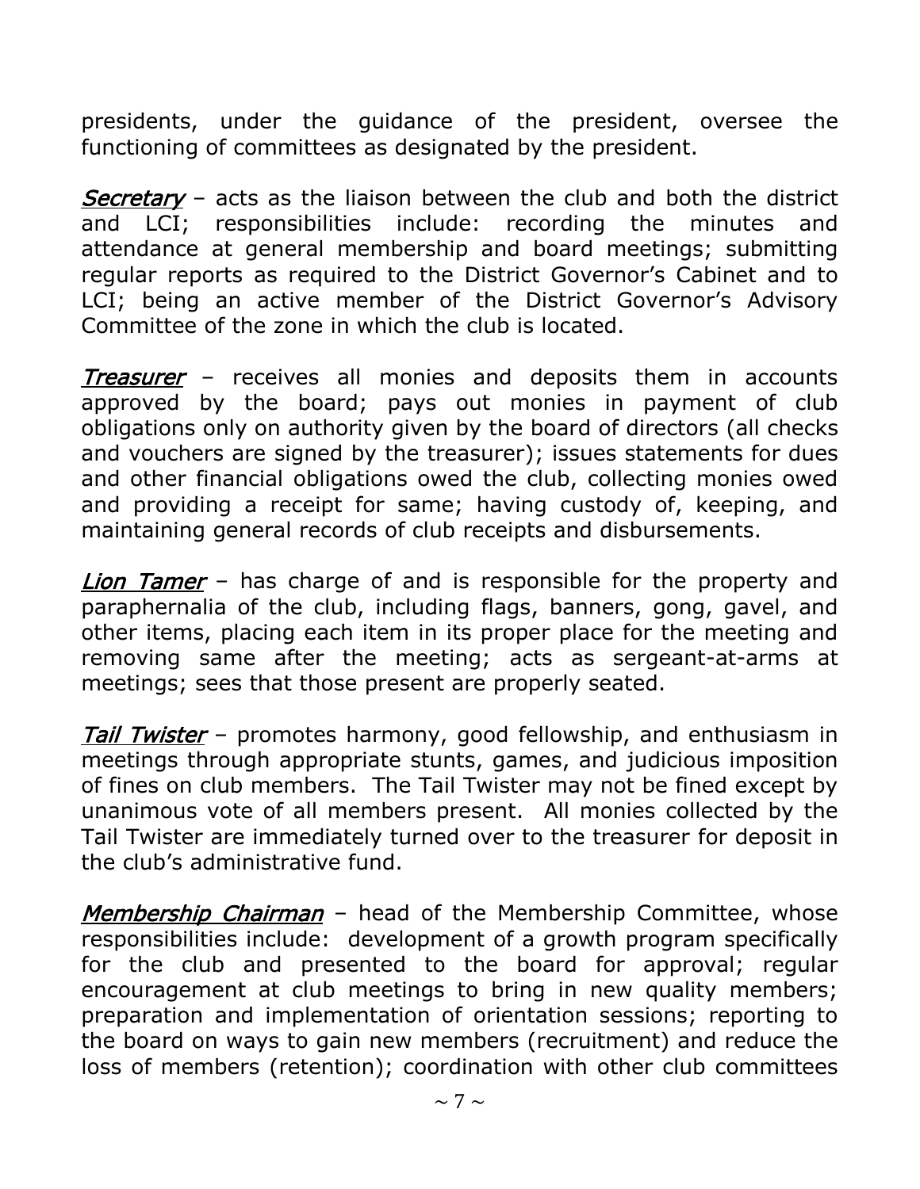presidents, under the guidance of the president, oversee the functioning of committees as designated by the president.

***Secretary*** – acts as the liaison between the club and both the district and LCI; responsibilities include: recording the minutes and attendance at general membership and board meetings; submitting regular reports as required to the District Governor's Cabinet and to LCI; being an active member of the District Governor's Advisory Committee of the zone in which the club is located.

***Treasurer*** – receives all monies and deposits them in accounts approved by the board; pays out monies in payment of club obligations only on authority given by the board of directors (all checks and vouchers are signed by the treasurer); issues statements for dues and other financial obligations owed the club, collecting monies owed and providing a receipt for same; having custody of, keeping, and maintaining general records of club receipts and disbursements.

***Lion Tamer*** – has charge of and is responsible for the property and paraphernalia of the club, including flags, banners, gong, gavel, and other items, placing each item in its proper place for the meeting and removing same after the meeting; acts as sergeant-at-arms at meetings; sees that those present are properly seated.

***Tail Twister*** – promotes harmony, good fellowship, and enthusiasm in meetings through appropriate stunts, games, and judicious imposition of fines on club members. The Tail Twister may not be fined except by unanimous vote of all members present. All monies collected by the Tail Twister are immediately turned over to the treasurer for deposit in the club's administrative fund.

***Membership Chairman*** – head of the Membership Committee, whose responsibilities include: development of a growth program specifically for the club and presented to the board for approval; regular encouragement at club meetings to bring in new quality members; preparation and implementation of orientation sessions; reporting to the board on ways to gain new members (recruitment) and reduce the loss of members (retention); coordination with other club committees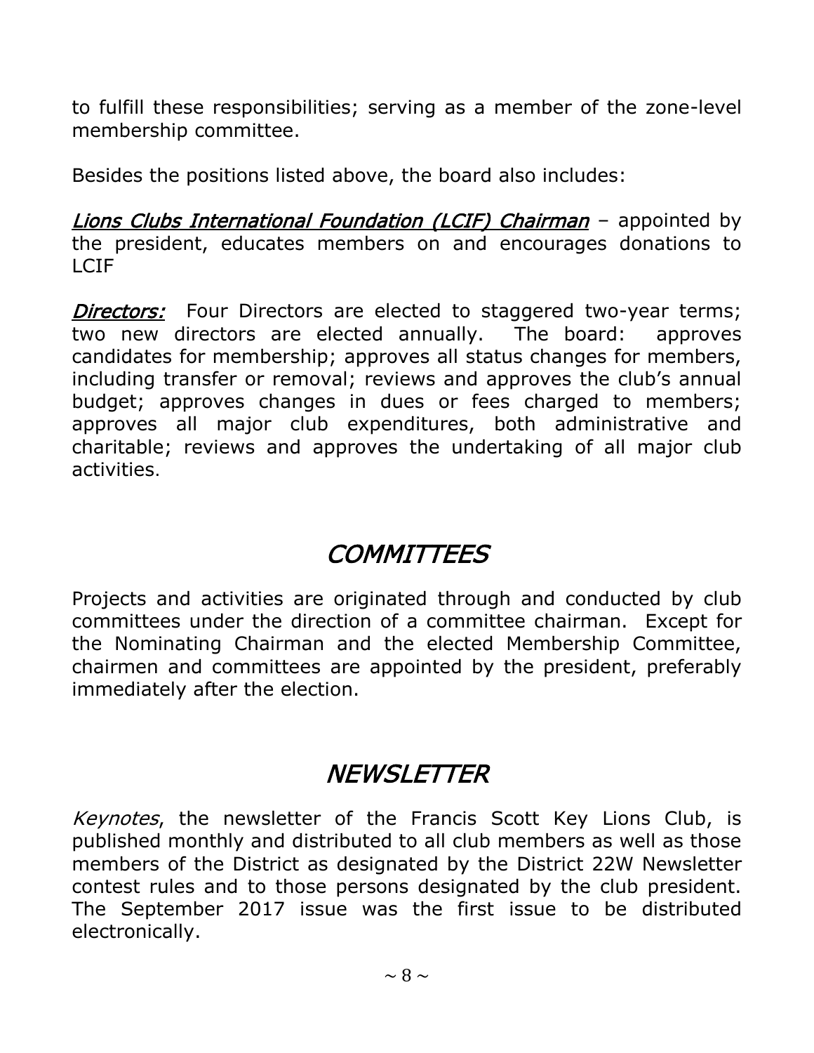to fulfill these responsibilities; serving as a member of the zone-level membership committee.

Besides the positions listed above, the board also includes:

***Lions Clubs International Foundation (LCIF) Chairman*** – appointed by the president, educates members on and encourages donations to LCIF

***Directors:*** Four Directors are elected to staggered two-year terms; two new directors are elected annually. The board: approves candidates for membership; approves all status changes for members, including transfer or removal; reviews and approves the club's annual budget; approves changes in dues or fees charged to members; approves all major club expenditures, both administrative and charitable; reviews and approves the undertaking of all major club activities.

## *COMMITTEES*

Projects and activities are originated through and conducted by club committees under the direction of a committee chairman. Except for the Nominating Chairman and the elected Membership Committee, chairmen and committees are appointed by the president, preferably immediately after the election.

## *NEWSLETTER*

*Keynotes*, the newsletter of the Francis Scott Key Lions Club, is published monthly and distributed to all club members as well as those members of the District as designated by the District 22W Newsletter contest rules and to those persons designated by the club president. The September 2017 issue was the first issue to be distributed electronically.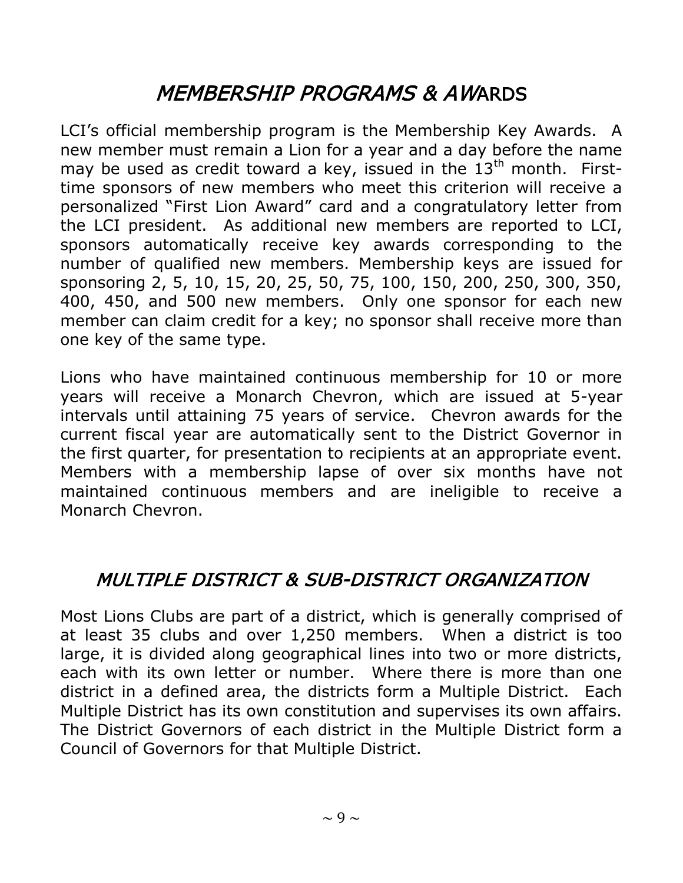## *MEMBERSHIP PROGRAMS & AW*ARDS

LCI's official membership program is the Membership Key Awards. A new member must remain a Lion for a year and a day before the name may be used as credit toward a key, issued in the 13th month. First-time sponsors of new members who meet this criterion will receive a personalized "First Lion Award" card and a congratulatory letter from the LCI president. As additional new members are reported to LCI, sponsors automatically receive key awards corresponding to the number of qualified new members. Membership keys are issued for sponsoring 2, 5, 10, 15, 20, 25, 50, 75, 100, 150, 200, 250, 300, 350, 400, 450, and 500 new members. Only one sponsor for each new member can claim credit for a key; no sponsor shall receive more than one key of the same type.

Lions who have maintained continuous membership for 10 or more years will receive a Monarch Chevron, which are issued at 5-year intervals until attaining 75 years of service. Chevron awards for the current fiscal year are automatically sent to the District Governor in the first quarter, for presentation to recipients at an appropriate event. Members with a membership lapse of over six months have not maintained continuous members and are ineligible to receive a Monarch Chevron.

## *MULTIPLE DISTRICT & SUB-DISTRICT ORGANIZATION*

Most Lions Clubs are part of a district, which is generally comprised of at least 35 clubs and over 1,250 members. When a district is too large, it is divided along geographical lines into two or more districts, each with its own letter or number. Where there is more than one district in a defined area, the districts form a Multiple District. Each Multiple District has its own constitution and supervises its own affairs. The District Governors of each district in the Multiple District form a Council of Governors for that Multiple District.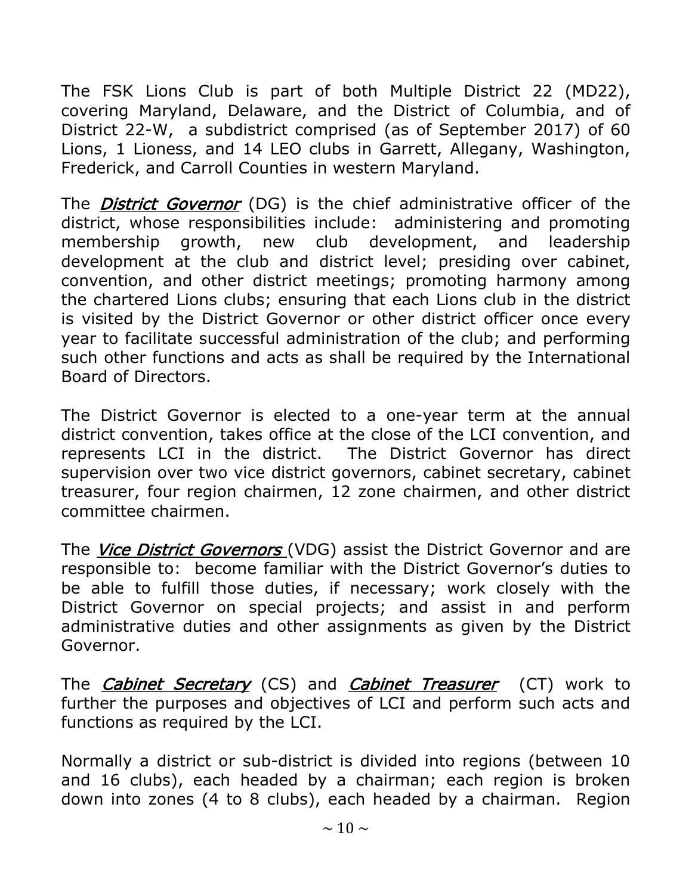The FSK Lions Club is part of both Multiple District 22 (MD22), covering Maryland, Delaware, and the District of Columbia, and of District 22-W, a subdistrict comprised (as of September 2017) of 60 Lions, 1 Lioness, and 14 LEO clubs in Garrett, Allegany, Washington, Frederick, and Carroll Counties in western Maryland.

The ***District Governor*** (DG) is the chief administrative officer of the district, whose responsibilities include: administering and promoting membership growth, new club development, and leadership development at the club and district level; presiding over cabinet, convention, and other district meetings; promoting harmony among the chartered Lions clubs; ensuring that each Lions club in the district is visited by the District Governor or other district officer once every year to facilitate successful administration of the club; and performing such other functions and acts as shall be required by the International Board of Directors.

The District Governor is elected to a one-year term at the annual district convention, takes office at the close of the LCI convention, and represents LCI in the district. The District Governor has direct supervision over two vice district governors, cabinet secretary, cabinet treasurer, four region chairmen, 12 zone chairmen, and other district committee chairmen.

The ***Vice District Governors*** (VDG) assist the District Governor and are responsible to: become familiar with the District Governor's duties to be able to fulfill those duties, if necessary; work closely with the District Governor on special projects; and assist in and perform administrative duties and other assignments as given by the District Governor.

The ***Cabinet Secretary*** (CS) and ***Cabinet Treasurer*** (CT) work to further the purposes and objectives of LCI and perform such acts and functions as required by the LCI.

Normally a district or sub-district is divided into regions (between 10 and 16 clubs), each headed by a chairman; each region is broken down into zones (4 to 8 clubs), each headed by a chairman. Region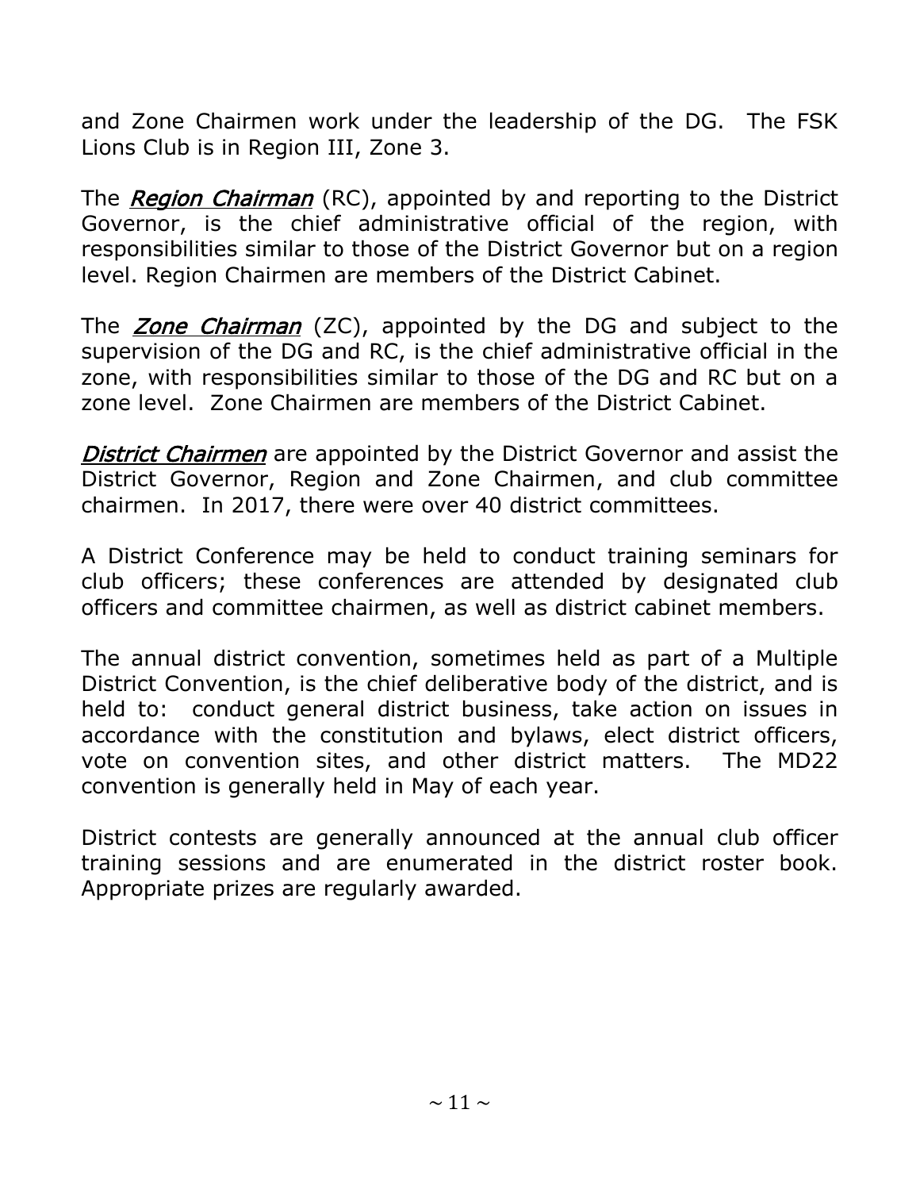and Zone Chairmen work under the leadership of the DG. The FSK Lions Club is in Region III, Zone 3.

The ***Region Chairman*** (RC), appointed by and reporting to the District Governor, is the chief administrative official of the region, with responsibilities similar to those of the District Governor but on a region level. Region Chairmen are members of the District Cabinet.

The ***Zone Chairman*** (ZC), appointed by the DG and subject to the supervision of the DG and RC, is the chief administrative official in the zone, with responsibilities similar to those of the DG and RC but on a zone level. Zone Chairmen are members of the District Cabinet.

***District Chairmen*** are appointed by the District Governor and assist the District Governor, Region and Zone Chairmen, and club committee chairmen. In 2017, there were over 40 district committees.

A District Conference may be held to conduct training seminars for club officers; these conferences are attended by designated club officers and committee chairmen, as well as district cabinet members.

The annual district convention, sometimes held as part of a Multiple District Convention, is the chief deliberative body of the district, and is held to: conduct general district business, take action on issues in accordance with the constitution and bylaws, elect district officers, vote on convention sites, and other district matters. The MD22 convention is generally held in May of each year.

District contests are generally announced at the annual club officer training sessions and are enumerated in the district roster book. Appropriate prizes are regularly awarded.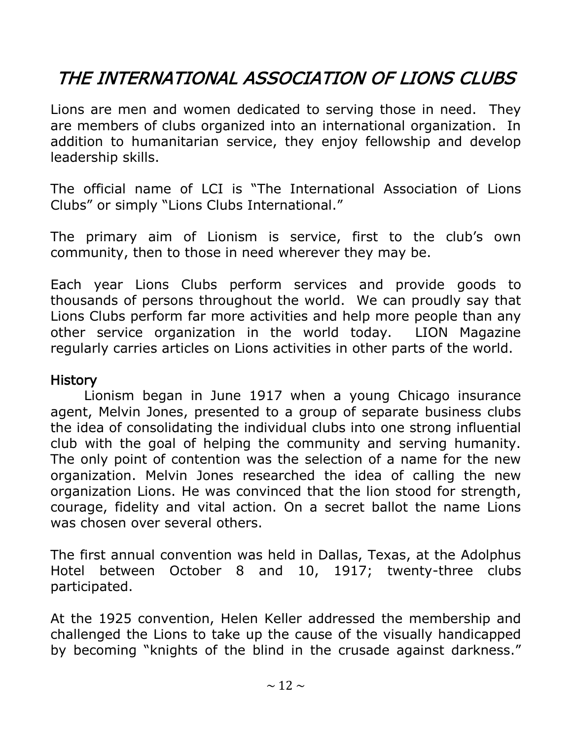# *THE INTERNATIONAL ASSOCIATION OF LIONS CLUBS*

Lions are men and women dedicated to serving those in need. They are members of clubs organized into an international organization. In addition to humanitarian service, they enjoy fellowship and develop leadership skills.

The official name of LCI is "The International Association of Lions Clubs" or simply "Lions Clubs International."

The primary aim of Lionism is service, first to the club's own community, then to those in need wherever they may be.

Each year Lions Clubs perform services and provide goods to thousands of persons throughout the world. We can proudly say that Lions Clubs perform far more activities and help more people than any other service organization in the world today. LION Magazine regularly carries articles on Lions activities in other parts of the world.

## History

Lionism began in June 1917 when a young Chicago insurance agent, Melvin Jones, presented to a group of separate business clubs the idea of consolidating the individual clubs into one strong influential club with the goal of helping the community and serving humanity. The only point of contention was the selection of a name for the new organization. Melvin Jones researched the idea of calling the new organization Lions. He was convinced that the lion stood for strength, courage, fidelity and vital action. On a secret ballot the name Lions was chosen over several others.

The first annual convention was held in Dallas, Texas, at the Adolphus Hotel between October 8 and 10, 1917; twenty-three clubs participated.

At the 1925 convention, Helen Keller addressed the membership and challenged the Lions to take up the cause of the visually handicapped by becoming "knights of the blind in the crusade against darkness."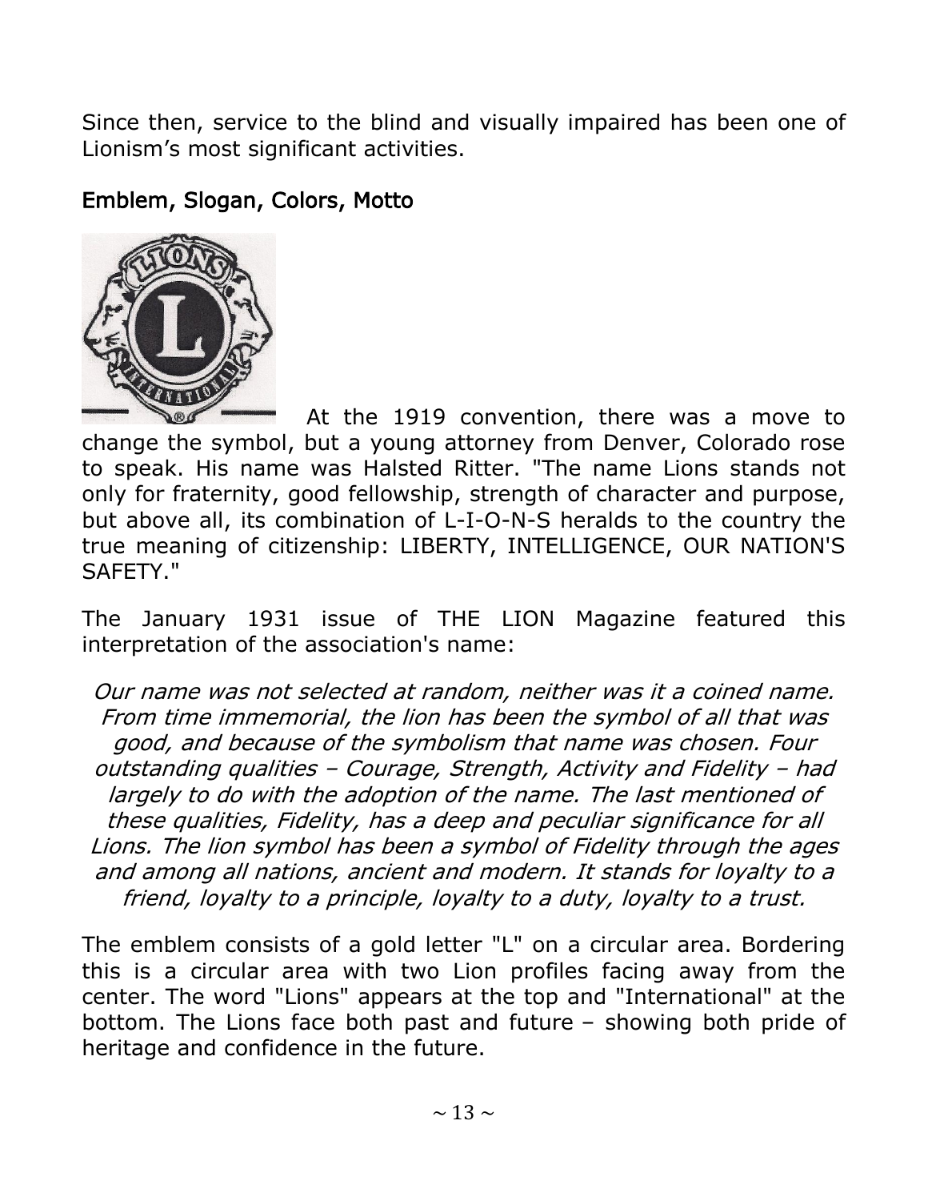Since then, service to the blind and visually impaired has been one of Lionism's most significant activities.

## Emblem, Slogan, Colors, Motto

At the 1919 convention, there was a move to change the symbol, but a young attorney from Denver, Colorado rose to speak. His name was Halsted Ritter. "The name Lions stands not only for fraternity, good fellowship, strength of character and purpose, but above all, its combination of L-I-O-N-S heralds to the country the true meaning of citizenship: LIBERTY, INTELLIGENCE, OUR NATION'S SAFETY."

The January 1931 issue of THE LION Magazine featured this interpretation of the association's name:

*Our name was not selected at random, neither was it a coined name. From time immemorial, the lion has been the symbol of all that was good, and because of the symbolism that name was chosen. Four outstanding qualities – Courage, Strength, Activity and Fidelity – had largely to do with the adoption of the name. The last mentioned of these qualities, Fidelity, has a deep and peculiar significance for all Lions. The lion symbol has been a symbol of Fidelity through the ages and among all nations, ancient and modern. It stands for loyalty to a friend, loyalty to a principle, loyalty to a duty, loyalty to a trust.*

The emblem consists of a gold letter "L" on a circular area. Bordering this is a circular area with two Lion profiles facing away from the center. The word "Lions" appears at the top and "International" at the bottom. The Lions face both past and future – showing both pride of heritage and confidence in the future.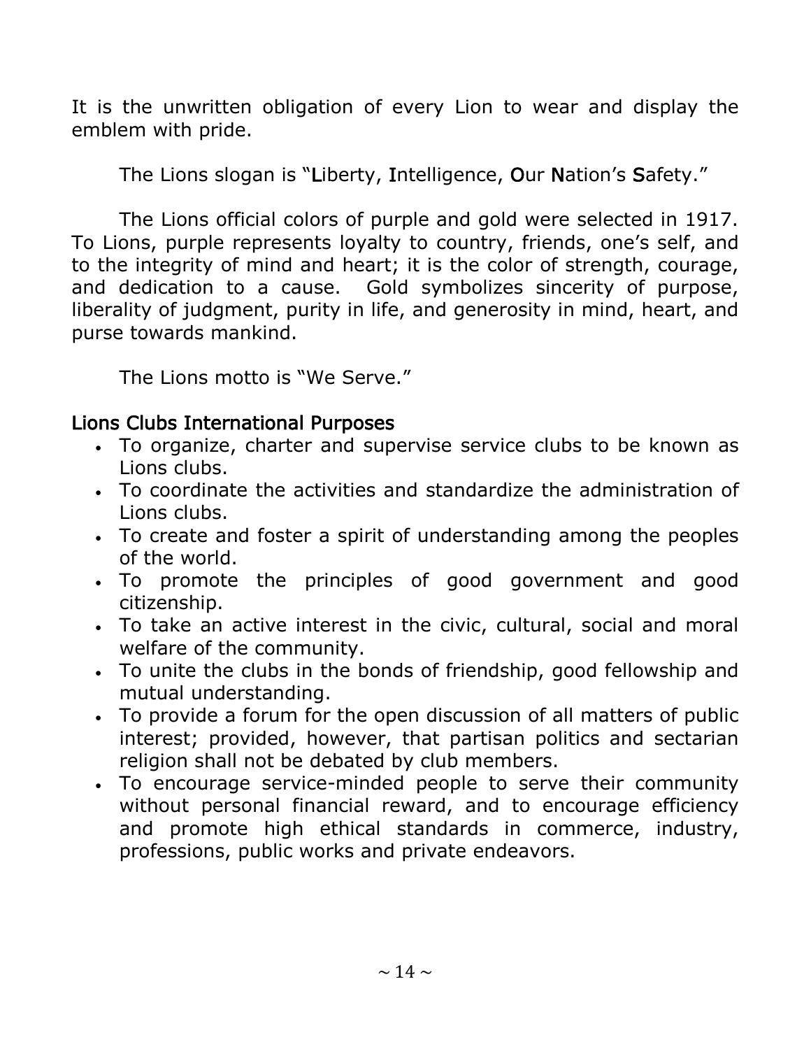It is the unwritten obligation of every Lion to wear and display the emblem with pride.

The Lions slogan is "**L**iberty, **I**ntelligence, **O**ur **N**ation's **S**afety."

The Lions official colors of purple and gold were selected in 1917. To Lions, purple represents loyalty to country, friends, one's self, and to the integrity of mind and heart; it is the color of strength, courage, and dedication to a cause. Gold symbolizes sincerity of purpose, liberality of judgment, purity in life, and generosity in mind, heart, and purse towards mankind.

The Lions motto is "We Serve."

## Lions Clubs International Purposes

- To organize, charter and supervise service clubs to be known as Lions clubs.
- To coordinate the activities and standardize the administration of Lions clubs.
- To create and foster a spirit of understanding among the peoples of the world.
- To promote the principles of good government and good citizenship.
- To take an active interest in the civic, cultural, social and moral welfare of the community.
- To unite the clubs in the bonds of friendship, good fellowship and mutual understanding.
- To provide a forum for the open discussion of all matters of public interest; provided, however, that partisan politics and sectarian religion shall not be debated by club members.
- To encourage service-minded people to serve their community without personal financial reward, and to encourage efficiency and promote high ethical standards in commerce, industry, professions, public works and private endeavors.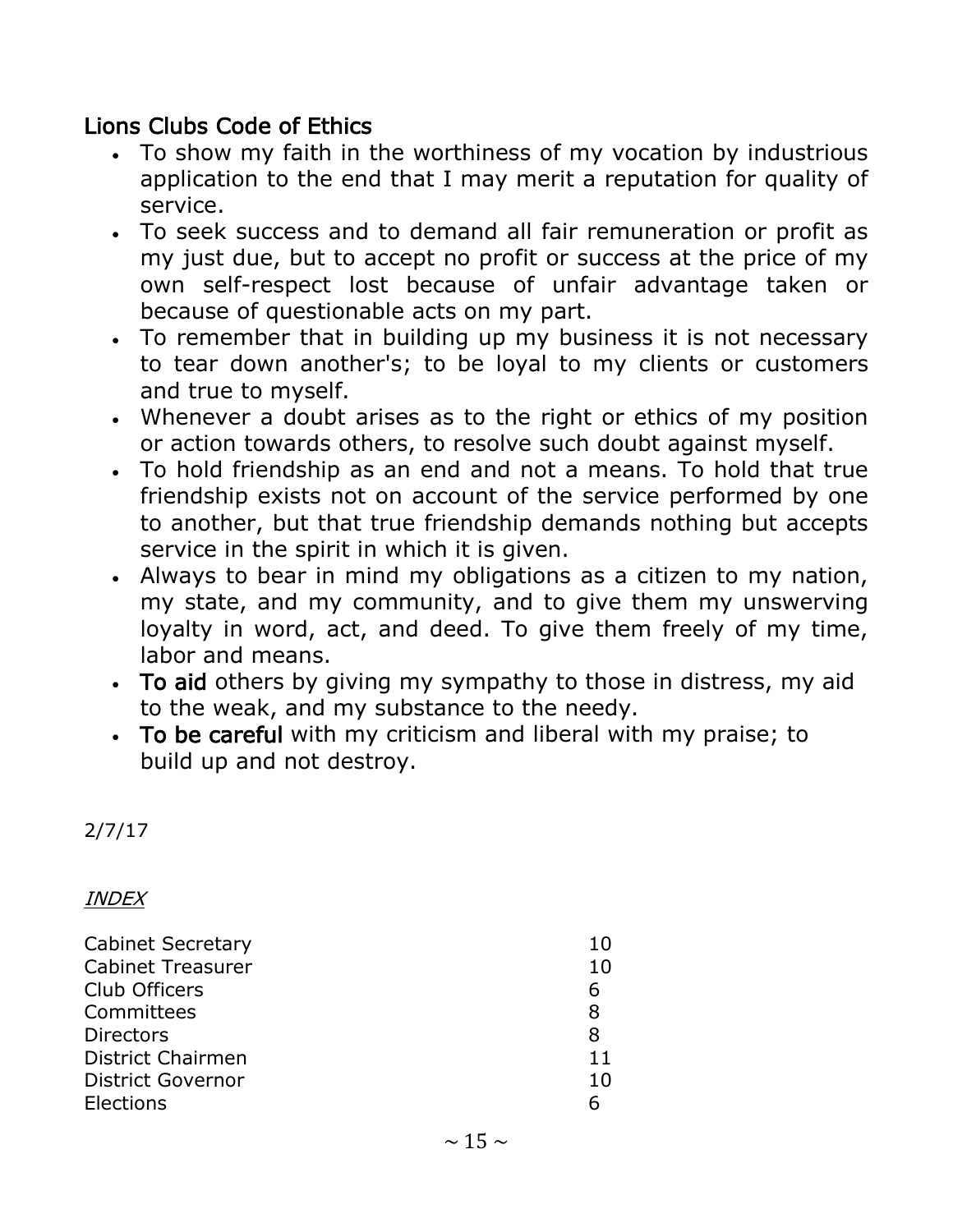## Lions Clubs Code of Ethics

- To show my faith in the worthiness of my vocation by industrious application to the end that I may merit a reputation for quality of service.
- To seek success and to demand all fair remuneration or profit as my just due, but to accept no profit or success at the price of my own self-respect lost because of unfair advantage taken or because of questionable acts on my part.
- To remember that in building up my business it is not necessary to tear down another's; to be loyal to my clients or customers and true to myself.
- Whenever a doubt arises as to the right or ethics of my position or action towards others, to resolve such doubt against myself.
- To hold friendship as an end and not a means. To hold that true friendship exists not on account of the service performed by one to another, but that true friendship demands nothing but accepts service in the spirit in which it is given.
- Always to bear in mind my obligations as a citizen to my nation, my state, and my community, and to give them my unswerving loyalty in word, act, and deed. To give them freely of my time, labor and means.
- **To aid** others by giving my sympathy to those in distress, my aid to the weak, and my substance to the needy.
- **To be careful** with my criticism and liberal with my praise; to build up and not destroy.

2/7/17

*INDEX*

| | |
|---|---|
| Cabinet Secretary | 10 |
| Cabinet Treasurer | 10 |
| Club Officers | 6 |
| Committees | 8 |
| Directors | 8 |
| District Chairmen | 11 |
| District Governor | 10 |
| Elections | 6 |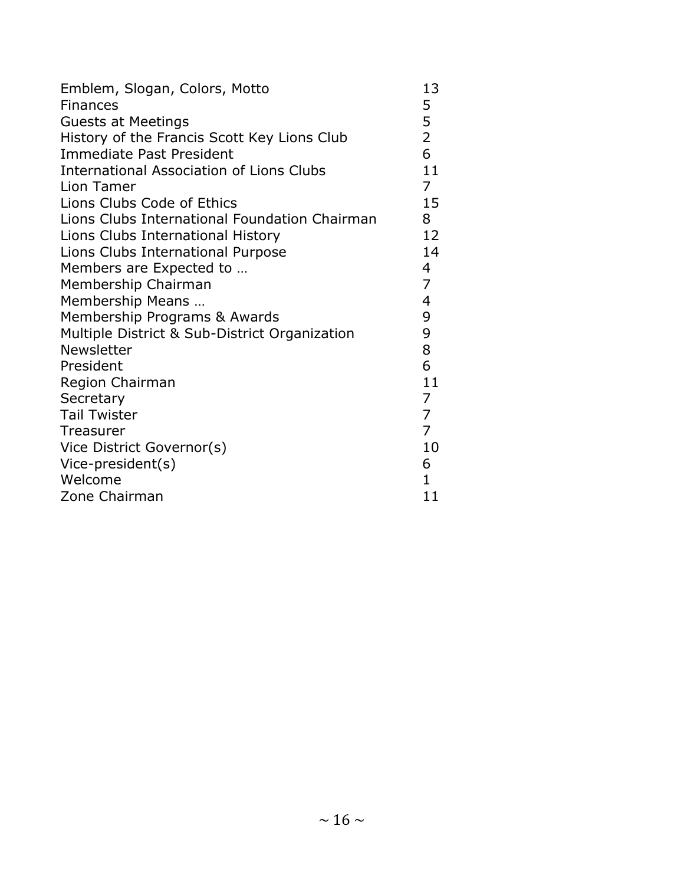| | |
|---|---|
| Emblem, Slogan, Colors, Motto | 13 |
| Finances | 5 |
| Guests at Meetings | 5 |
| History of the Francis Scott Key Lions Club | 2 |
| Immediate Past President | 6 |
| International Association of Lions Clubs | 11 |
| Lion Tamer | 7 |
| Lions Clubs Code of Ethics | 15 |
| Lions Clubs International Foundation Chairman | 8 |
| Lions Clubs International History | 12 |
| Lions Clubs International Purpose | 14 |
| Members are Expected to … | 4 |
| Membership Chairman | 7 |
| Membership Means … | 4 |
| Membership Programs & Awards | 9 |
| Multiple District & Sub-District Organization | 9 |
| Newsletter | 8 |
| President | 6 |
| Region Chairman | 11 |
| Secretary | 7 |
| Tail Twister | 7 |
| Treasurer | 7 |
| Vice District Governor(s) | 10 |
| Vice-president(s) | 6 |
| Welcome | 1 |
| Zone Chairman | 11 |